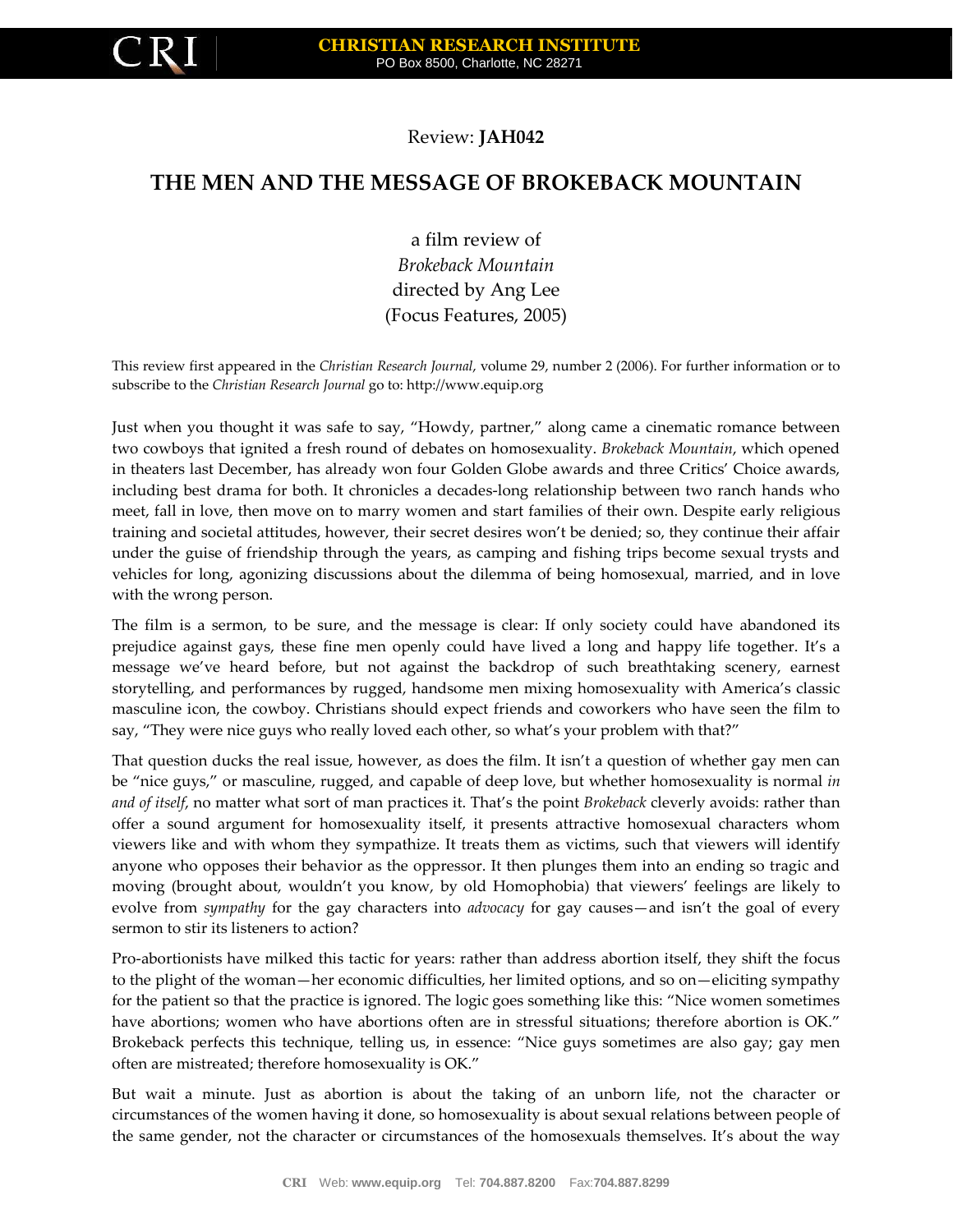Review: **JAH042**

# THE MEN AND THE MESSAGE OF BROKEBACK MOUNTAIN

a film review of
*Brokeback Mountain*
directed by Ang Lee
(Focus Features, 2005)

This review first appeared in the *Christian Research Journal*, volume 29, number 2 (2006). For further information or to subscribe to the *Christian Research Journal* go to: http://www.equip.org

Just when you thought it was safe to say, "Howdy, partner," along came a cinematic romance between two cowboys that ignited a fresh round of debates on homosexuality. *Brokeback Mountain*, which opened in theaters last December, has already won four Golden Globe awards and three Critics' Choice awards, including best drama for both. It chronicles a decades-long relationship between two ranch hands who meet, fall in love, then move on to marry women and start families of their own. Despite early religious training and societal attitudes, however, their secret desires won't be denied; so, they continue their affair under the guise of friendship through the years, as camping and fishing trips become sexual trysts and vehicles for long, agonizing discussions about the dilemma of being homosexual, married, and in love with the wrong person.

The film is a sermon, to be sure, and the message is clear: If only society could have abandoned its prejudice against gays, these fine men openly could have lived a long and happy life together. It's a message we've heard before, but not against the backdrop of such breathtaking scenery, earnest storytelling, and performances by rugged, handsome men mixing homosexuality with America's classic masculine icon, the cowboy. Christians should expect friends and coworkers who have seen the film to say, "They were nice guys who really loved each other, so what's your problem with that?"

That question ducks the real issue, however, as does the film. It isn't a question of whether gay men can be "nice guys," or masculine, rugged, and capable of deep love, but whether homosexuality is normal *in and of itself*, no matter what sort of man practices it. That's the point *Brokeback* cleverly avoids: rather than offer a sound argument for homosexuality itself, it presents attractive homosexual characters whom viewers like and with whom they sympathize. It treats them as victims, such that viewers will identify anyone who opposes their behavior as the oppressor. It then plunges them into an ending so tragic and moving (brought about, wouldn't you know, by old Homophobia) that viewers' feelings are likely to evolve from *sympathy* for the gay characters into *advocacy* for gay causes—and isn't the goal of every sermon to stir its listeners to action?

Pro-abortionists have milked this tactic for years: rather than address abortion itself, they shift the focus to the plight of the woman—her economic difficulties, her limited options, and so on—eliciting sympathy for the patient so that the practice is ignored. The logic goes something like this: "Nice women sometimes have abortions; women who have abortions often are in stressful situations; therefore abortion is OK." Brokeback perfects this technique, telling us, in essence: "Nice guys sometimes are also gay; gay men often are mistreated; therefore homosexuality is OK."

But wait a minute. Just as abortion is about the taking of an unborn life, not the character or circumstances of the women having it done, so homosexuality is about sexual relations between people of the same gender, not the character or circumstances of the homosexuals themselves. It's about the way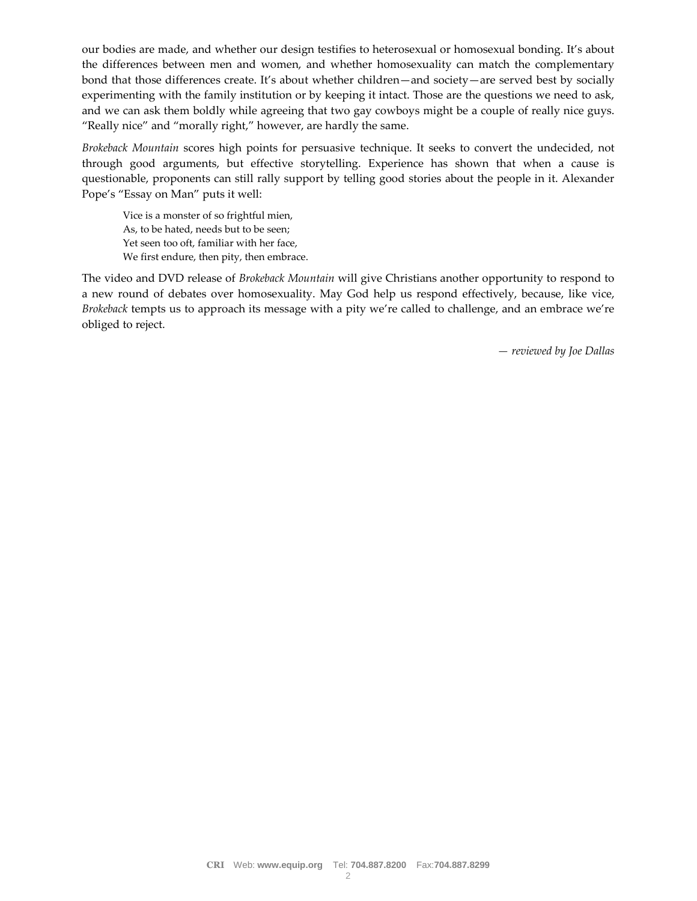our bodies are made, and whether our design testifies to heterosexual or homosexual bonding. It's about the differences between men and women, and whether homosexuality can match the complementary bond that those differences create. It's about whether children—and society—are served best by socially experimenting with the family institution or by keeping it intact. Those are the questions we need to ask, and we can ask them boldly while agreeing that two gay cowboys might be a couple of really nice guys. "Really nice" and "morally right," however, are hardly the same.

*Brokeback Mountain* scores high points for persuasive technique. It seeks to convert the undecided, not through good arguments, but effective storytelling. Experience has shown that when a cause is questionable, proponents can still rally support by telling good stories about the people in it. Alexander Pope's "Essay on Man" puts it well:

> Vice is a monster of so frightful mien,
> As, to be hated, needs but to be seen;
> Yet seen too oft, familiar with her face,
> We first endure, then pity, then embrace.

The video and DVD release of *Brokeback Mountain* will give Christians another opportunity to respond to a new round of debates over homosexuality. May God help us respond effectively, because, like vice, *Brokeback* tempts us to approach its message with a pity we're called to challenge, and an embrace we're obliged to reject.

*— reviewed by Joe Dallas*